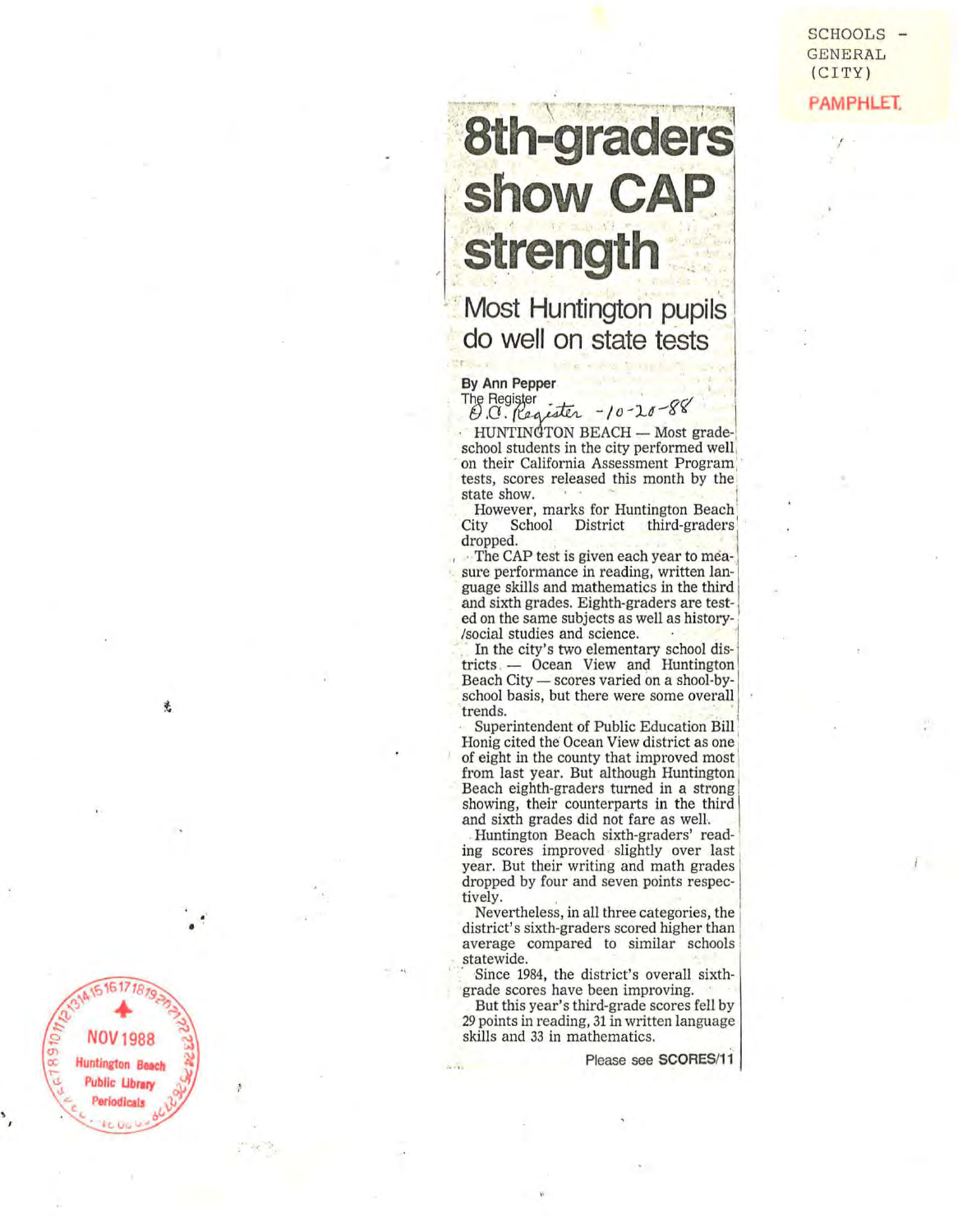SCHOOLS - GENERAL (CITY)

PAMPHLET

# 8th-graders show CAP strength

## Most Huntington pupils do well on state tests

**By Ann Pepper**
The Register
O.C. Register -10-20-88

HUNTINGTON BEACH — Most grade-school students in the city performed well on their California Assessment Program tests, scores released this month by the state show.

However, marks for Huntington Beach City School District third-graders dropped.

The CAP test is given each year to measure performance in reading, written language skills and mathematics in the third and sixth grades. Eighth-graders are tested on the same subjects as well as history-/social studies and science.

In the city's two elementary school districts — Ocean View and Huntington Beach City — scores varied on a shool-by-school basis, but there were some overall trends.

Superintendent of Public Education Bill Honig cited the Ocean View district as one of eight in the county that improved most from last year. But although Huntington Beach eighth-graders turned in a strong showing, their counterparts in the third and sixth grades did not fare as well.

Huntington Beach sixth-graders' reading scores improved slightly over last year. But their writing and math grades dropped by four and seven points respectively.

Nevertheless, in all three categories, the district's sixth-graders scored higher than average compared to similar schools statewide.

Since 1984, the district's overall sixth-grade scores have been improving.

But this year's third-grade scores fell by 29 points in reading, 31 in written language skills and 33 in mathematics.

Please see **SCORES/11**

NOV 1988
Huntington Beach Public Library Periodicals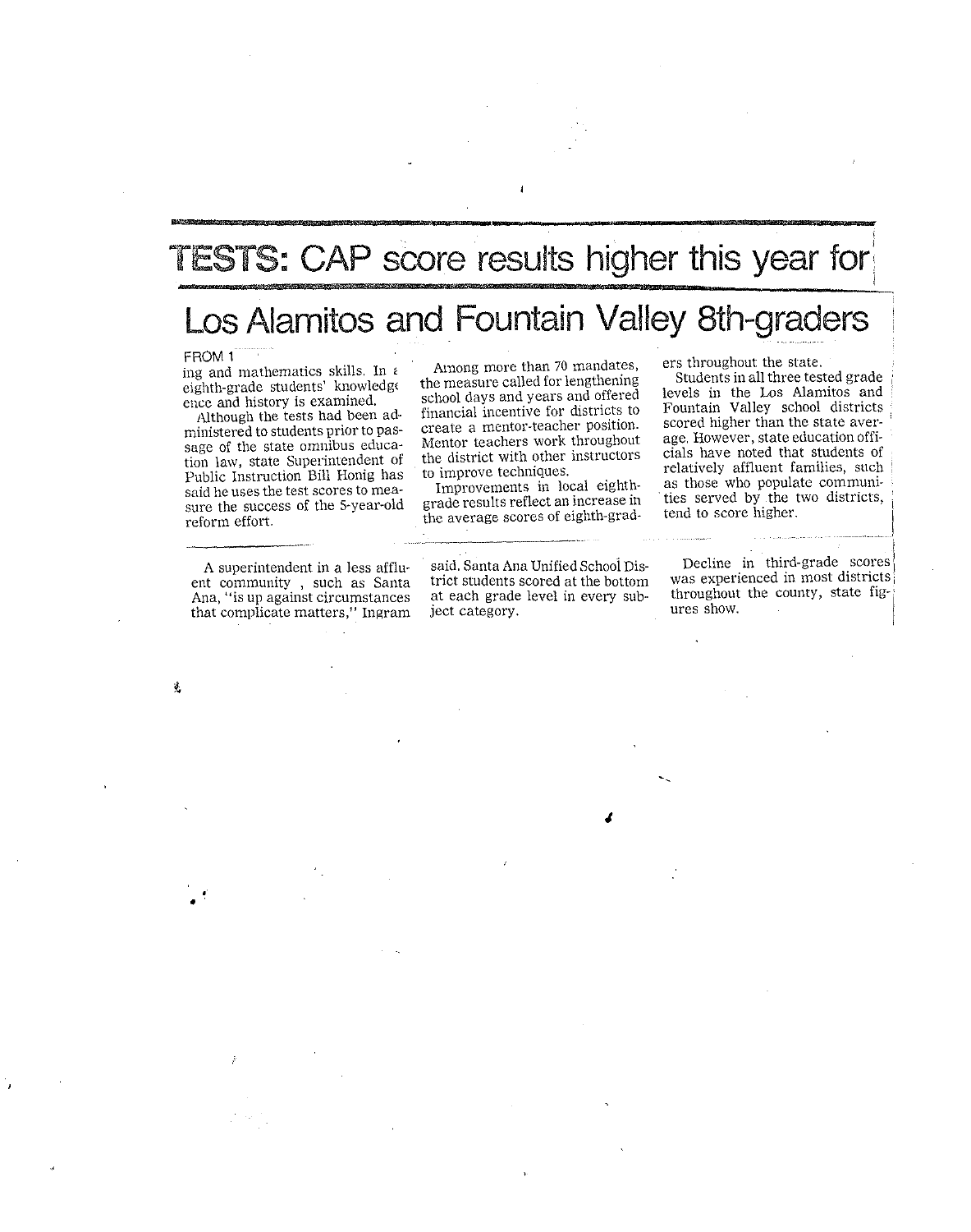# TESTS: CAP score results higher this year for Los Alamitos and Fountain Valley 8th-graders

FROM 1

ing and mathematics skills. In a eighth-grade students' knowledge ence and history is examined.

Although the tests had been administered to students prior to passage of the state omnibus education law, state Superintendent of Public Instruction Bill Honig has said he uses the test scores to measure the success of the 5-year-old reform effort.

Among more than 70 mandates, the measure called for lengthening school days and years and offered financial incentive for districts to create a mentor-teacher position. Mentor teachers work throughout the district with other instructors to improve techniques.

Improvements in local eighth-grade results reflect an increase in the average scores of eighth-graders throughout the state.

Students in all three tested grade levels in the Los Alamitos and Fountain Valley school districts scored higher than the state average. However, state education officials have noted that students of relatively affluent families, such as those who populate communities served by the two districts, tend to score higher.

A superintendent in a less affluent community , such as Santa Ana, "is up against circumstances that complicate matters," Ingram said. Santa Ana Unified School District students scored at the bottom at each grade level in every subject category.

Decline in third-grade scores was experienced in most districts throughout the county, state figures show.